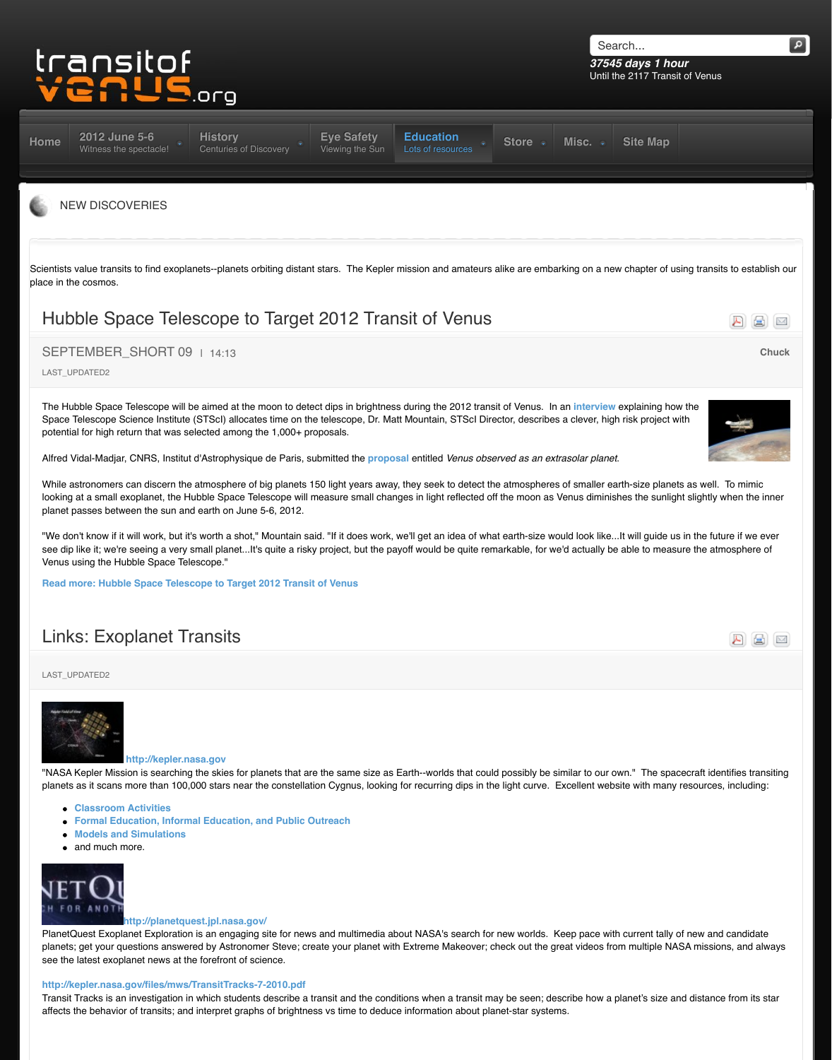transitof venus.org

37545 days 1 hour
Until the 2117 Transit of Venus

Home | 2012 June 5-6 Witness the spectacle! | History Centuries of Discovery | Eye Safety Viewing the Sun | Education Lots of resources | Store | Misc. | Site Map

# NEW DISCOVERIES

Scientists value transits to find exoplanets--planets orbiting distant stars. The Kepler mission and amateurs alike are embarking on a new chapter of using transits to establish our place in the cosmos.

## Hubble Space Telescope to Target 2012 Transit of Venus

SEPTEMBER_SHORT 09 | 14:13

Chuck

LAST_UPDATED2

The Hubble Space Telescope will be aimed at the moon to detect dips in brightness during the 2012 transit of Venus. In an **interview** explaining how the Space Telescope Science Institute (STScI) allocates time on the telescope, Dr. Matt Mountain, STScI Director, describes a clever, high risk project with potential for high return that was selected among the 1,000+ proposals.

Alfred Vidal-Madjar, CNRS, Institut d'Astrophysique de Paris, submitted the **proposal** entitled *Venus observed as an extrasolar planet.*

While astronomers can discern the atmosphere of big planets 150 light years away, they seek to detect the atmospheres of smaller earth-size planets as well. To mimic looking at a small exoplanet, the Hubble Space Telescope will measure small changes in light reflected off the moon as Venus diminishes the sunlight slightly when the inner planet passes between the sun and earth on June 5-6, 2012.

"We don't know if it will work, but it's worth a shot," Mountain said. "If it does work, we'll get an idea of what earth-size would look like...It will guide us in the future if we ever see dip like it; we're seeing a very small planet...It's quite a risky project, but the payoff would be quite remarkable, for we'd actually be able to measure the atmosphere of Venus using the Hubble Space Telescope."

**Read more: Hubble Space Telescope to Target 2012 Transit of Venus**

## Links: Exoplanet Transits

LAST_UPDATED2

**http://kepler.nasa.gov**

"NASA Kepler Mission is searching the skies for planets that are the same size as Earth--worlds that could possibly be similar to our own." The spacecraft identifies transiting planets as it scans more than 100,000 stars near the constellation Cygnus, looking for recurring dips in the light curve. Excellent website with many resources, including:

- **Classroom Activities**
- **Formal Education, Informal Education, and Public Outreach**
- **Models and Simulations**
- and much more.

**http://planetquest.jpl.nasa.gov/**

PlanetQuest Exoplanet Exploration is an engaging site for news and multimedia about NASA's search for new worlds. Keep pace with current tally of new and candidate planets; get your questions answered by Astronomer Steve; create your planet with Extreme Makeover; check out the great videos from multiple NASA missions, and always see the latest exoplanet news at the forefront of science.

**http://kepler.nasa.gov/files/mws/TransitTracks-7-2010.pdf**

Transit Tracks is an investigation in which students describe a transit and the conditions when a transit may be seen; describe how a planet's size and distance from its star affects the behavior of transits; and interpret graphs of brightness vs time to deduce information about planet-star systems.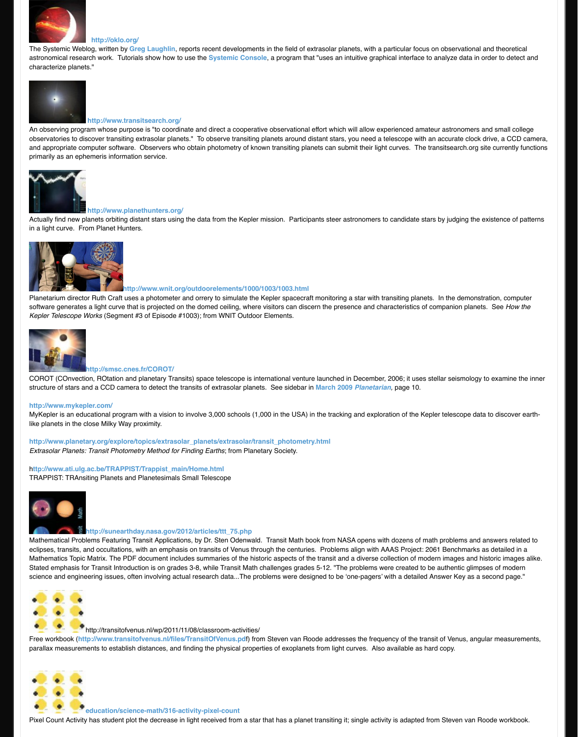http://oklo.org/

The Systemic Weblog, written by **Greg Laughlin**, reports recent developments in the field of extrasolar planets, with a particular focus on observational and theoretical astronomical research work. Tutorials show how to use the **Systemic Console**, a program that "uses an intuitive graphical interface to analyze data in order to detect and characterize planets."

http://www.transitsearch.org/

An observing program whose purpose is "to coordinate and direct a cooperative observational effort which will allow experienced amateur astronomers and small college observatories to discover transiting extrasolar planets." To observe transiting planets around distant stars, you need a telescope with an accurate clock drive, a CCD camera, and appropriate computer software. Observers who obtain photometry of known transiting planets can submit their light curves. The transitsearch.org site currently functions primarily as an ephemeris information service.

http://www.planethunters.org/

Actually find new planets orbiting distant stars using the data from the Kepler mission. Participants steer astronomers to candidate stars by judging the existence of patterns in a light curve. From Planet Hunters.

http://www.wnit.org/outdoorelements/1000/1003/1003.html

Planetarium director Ruth Craft uses a photometer and orrery to simulate the Kepler spacecraft monitoring a star with transiting planets. In the demonstration, computer software generates a light curve that is projected on the domed ceiling, where visitors can discern the presence and characteristics of companion planets. See *How the Kepler Telescope Works* (Segment #3 of Episode #1003); from WNIT Outdoor Elements.

http://smsc.cnes.fr/COROT/

COROT (COnvection, ROtation and planetary Transits) space telescope is international venture launched in December, 2006; it uses stellar seismology to examine the inner structure of stars and a CCD camera to detect the transits of extrasolar planets. See sidebar in **March 2009 *Planetarian*,** page 10.

http://www.mykepler.com/

MyKepler is an educational program with a vision to involve 3,000 schools (1,000 in the USA) in the tracking and exploration of the Kepler telescope data to discover earth-like planets in the close Milky Way proximity.

http://www.planetary.org/explore/topics/extrasolar_planets/extrasolar/transit_photometry.html

*Extrasolar Planets: Transit Photometry Method for Finding Earths*; from Planetary Society.

http://www.ati.ulg.ac.be/TRAPPIST/Trappist_main/Home.html

TRAPPIST: TRAnsiting Planets and Planetesimals Small Telescope

http://sunearthday.nasa.gov/2012/articles/ttt_75.php

Mathematical Problems Featuring Transit Applications, by Dr. Sten Odenwald. Transit Math book from NASA opens with dozens of math problems and answers related to eclipses, transits, and occultations, with an emphasis on transits of Venus through the centuries. Problems align with AAAS Project: 2061 Benchmarks as detailed in a Mathematics Topic Matrix. The PDF document includes summaries of the historic aspects of the transit and a diverse collection of modern images and historic images alike. Stated emphasis for Transit Introduction is on grades 3-8, while Transit Math challenges grades 5-12. "The problems were created to be authentic glimpses of modern science and engineering issues, often involving actual research data...The problems were designed to be 'one-pagers' with a detailed Answer Key as a second page."

http://transitofvenus.nl/wp/2011/11/08/classroom-activities/

Free workbook (http://www.transitofvenus.nl/files/TransitOfVenus.pdf) from Steven van Roode addresses the frequency of the transit of Venus, angular measurements, parallax measurements to establish distances, and finding the physical properties of exoplanets from light curves. Also available as hard copy.

education/science-math/316-activity-pixel-count

Pixel Count Activity has student plot the decrease in light received from a star that has a planet transiting it; single activity is adapted from Steven van Roode workbook.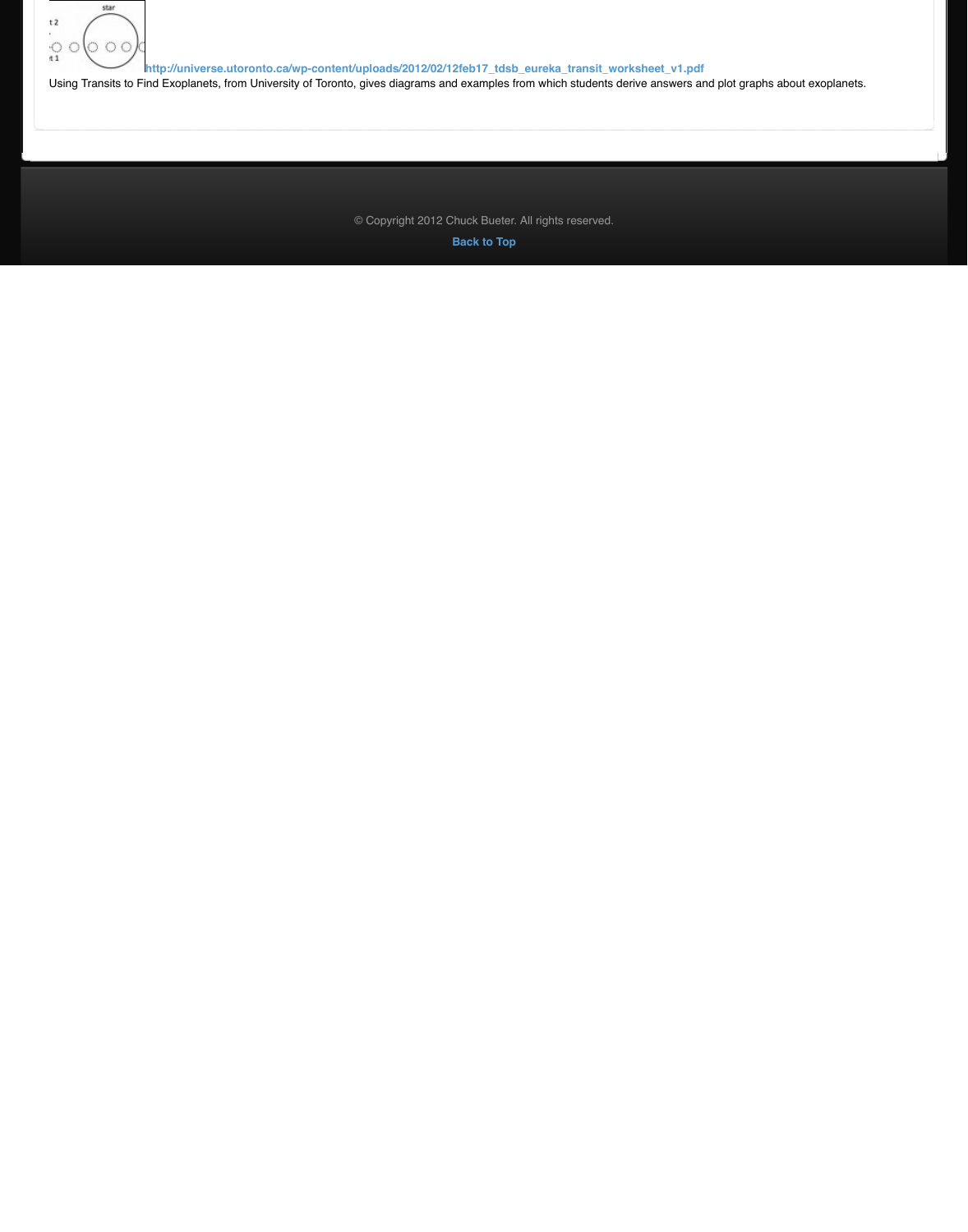http://universe.utoronto.ca/wp-content/uploads/2012/02/12feb17_tdsb_eureka_transit_worksheet_v1.pdf

Using Transits to Find Exoplanets, from University of Toronto, gives diagrams and examples from which students derive answers and plot graphs about exoplanets.

© Copyright 2012 Chuck Bueter. All rights reserved.

Back to Top